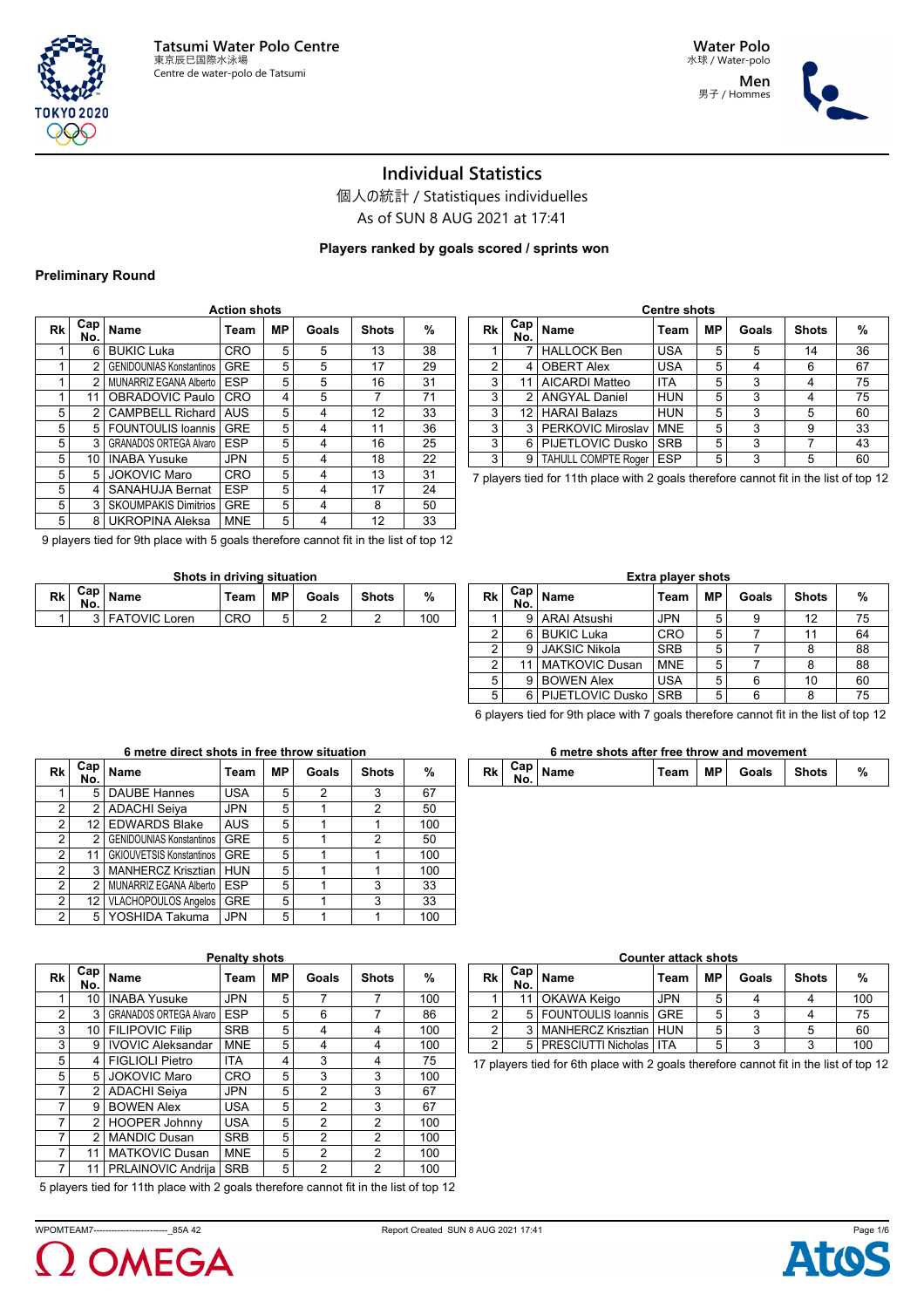Tatsumi Water Polo Centre
東京辰巳国際水泳場
Centre de water-polo de Tatsumi

Water Polo
水球 / Water-polo

Men
男子 / Hommes

# Individual Statistics

個人の統計 / Statistiques individuelles

As of SUN 8 AUG 2021 at 17:41

**Players ranked by goals scored / sprints won**

## Preliminary Round

### Action shots

| Rk | Cap No. | Name | Team | MP | Goals | Shots | % |
|---|---|---|---|---|---|---|---|
| 1 | 6 | BUKIC Luka | CRO | 5 | 5 | 13 | 38 |
| 1 | 2 | GENIDOUNIAS Konstantinos | GRE | 5 | 5 | 17 | 29 |
| 1 | 2 | MUNARRIZ EGANA Alberto | ESP | 5 | 5 | 16 | 31 |
| 1 | 11 | OBRADOVIC Paulo | CRO | 4 | 5 | 7 | 71 |
| 5 | 2 | CAMPBELL Richard | AUS | 5 | 4 | 12 | 33 |
| 5 | 5 | FOUNTOULIS Ioannis | GRE | 5 | 4 | 11 | 36 |
| 5 | 3 | GRANADOS ORTEGA Alvaro | ESP | 5 | 4 | 16 | 25 |
| 5 | 10 | INABA Yusuke | JPN | 5 | 4 | 18 | 22 |
| 5 | 5 | JOKOVIC Maro | CRO | 5 | 4 | 13 | 31 |
| 5 | 4 | SANAHUJA Bernat | ESP | 5 | 4 | 17 | 24 |
| 5 | 3 | SKOUMPAKIS Dimitrios | GRE | 5 | 4 | 8 | 50 |
| 5 | 8 | UKROPINA Aleksa | MNE | 5 | 4 | 12 | 33 |

9 players tied for 9th place with 5 goals therefore cannot fit in the list of top 12

### Centre shots

| Rk | Cap No. | Name | Team | MP | Goals | Shots | % |
|---|---|---|---|---|---|---|---|
| 1 | 7 | HALLOCK Ben | USA | 5 | 5 | 14 | 36 |
| 2 | 4 | OBERT Alex | USA | 5 | 4 | 6 | 67 |
| 3 | 11 | AICARDI Matteo | ITA | 5 | 3 | 4 | 75 |
| 3 | 2 | ANGYAL Daniel | HUN | 5 | 3 | 4 | 75 |
| 3 | 12 | HARAI Balazs | HUN | 5 | 3 | 5 | 60 |
| 3 | 3 | PERKOVIC Miroslav | MNE | 5 | 3 | 9 | 33 |
| 3 | 6 | PIJETLOVIC Dusko | SRB | 5 | 3 | 7 | 43 |
| 3 | 9 | TAHULL COMPTE Roger | ESP | 5 | 3 | 5 | 60 |

7 players tied for 11th place with 2 goals therefore cannot fit in the list of top 12

### Shots in driving situation

| Rk | Cap No. | Name | Team | MP | Goals | Shots | % |
|---|---|---|---|---|---|---|---|
| 1 | 3 | FATOVIC Loren | CRO | 5 | 2 | 2 | 100 |

### Extra player shots

| Rk | Cap No. | Name | Team | MP | Goals | Shots | % |
|---|---|---|---|---|---|---|---|
| 1 | 9 | ARAI Atsushi | JPN | 5 | 9 | 12 | 75 |
| 2 | 6 | BUKIC Luka | CRO | 5 | 7 | 11 | 64 |
| 2 | 9 | JAKSIC Nikola | SRB | 5 | 7 | 8 | 88 |
| 2 | 11 | MATKOVIC Dusan | MNE | 5 | 7 | 8 | 88 |
| 5 | 9 | BOWEN Alex | USA | 5 | 6 | 10 | 60 |
| 5 | 6 | PIJETLOVIC Dusko | SRB | 5 | 6 | 8 | 75 |

6 players tied for 9th place with 7 goals therefore cannot fit in the list of top 12

### 6 metre direct shots in free throw situation

| Rk | Cap No. | Name | Team | MP | Goals | Shots | % |
|---|---|---|---|---|---|---|---|
| 1 | 5 | DAUBE Hannes | USA | 5 | 2 | 3 | 67 |
| 2 | 2 | ADACHI Seiya | JPN | 5 | 1 | 2 | 50 |
| 2 | 12 | EDWARDS Blake | AUS | 5 | 1 | 1 | 100 |
| 2 | 2 | GENIDOUNIAS Konstantinos | GRE | 5 | 1 | 2 | 50 |
| 2 | 11 | GKIOUVETSIS Konstantinos | GRE | 5 | 1 | 1 | 100 |
| 2 | 3 | MANHERCZ Krisztian | HUN | 5 | 1 | 1 | 100 |
| 2 | 2 | MUNARRIZ EGANA Alberto | ESP | 5 | 1 | 3 | 33 |
| 2 | 12 | VLACHOPOULOS Angelos | GRE | 5 | 1 | 3 | 33 |
| 2 | 5 | YOSHIDA Takuma | JPN | 5 | 1 | 1 | 100 |

### 6 metre shots after free throw and movement

| Rk | Cap No. | Name | Team | MP | Goals | Shots | % |
|---|---|---|---|---|---|---|---|

### Penalty shots

| Rk | Cap No. | Name | Team | MP | Goals | Shots | % |
|---|---|---|---|---|---|---|---|
| 1 | 10 | INABA Yusuke | JPN | 5 | 7 | 7 | 100 |
| 2 | 3 | GRANADOS ORTEGA Alvaro | ESP | 5 | 6 | 7 | 86 |
| 3 | 10 | FILIPOVIC Filip | SRB | 5 | 4 | 4 | 100 |
| 3 | 9 | IVOVIC Aleksandar | MNE | 5 | 4 | 4 | 100 |
| 5 | 4 | FIGLIOLI Pietro | ITA | 4 | 3 | 4 | 75 |
| 5 | 5 | JOKOVIC Maro | CRO | 5 | 3 | 3 | 100 |
| 7 | 2 | ADACHI Seiya | JPN | 5 | 2 | 3 | 67 |
| 7 | 9 | BOWEN Alex | USA | 5 | 2 | 3 | 67 |
| 7 | 2 | HOOPER Johnny | USA | 5 | 2 | 2 | 100 |
| 7 | 2 | MANDIC Dusan | SRB | 5 | 2 | 2 | 100 |
| 7 | 11 | MATKOVIC Dusan | MNE | 5 | 2 | 2 | 100 |
| 7 | 11 | PRLAINOVIC Andrija | SRB | 5 | 2 | 2 | 100 |

5 players tied for 11th place with 2 goals therefore cannot fit in the list of top 12

### Counter attack shots

| Rk | Cap No. | Name | Team | MP | Goals | Shots | % |
|---|---|---|---|---|---|---|---|
| 1 | 11 | OKAWA Keigo | JPN | 5 | 4 | 4 | 100 |
| 2 | 5 | FOUNTOULIS Ioannis | GRE | 5 | 3 | 4 | 75 |
| 2 | 3 | MANHERCZ Krisztian | HUN | 5 | 3 | 5 | 60 |
| 2 | 5 | PRESCIUTTI Nicholas | ITA | 5 | 3 | 3 | 100 |

17 players tied for 6th place with 2 goals therefore cannot fit in the list of top 12

WPOMTEAM7-------------------------_85A 42 Report Created SUN 8 AUG 2021 17:41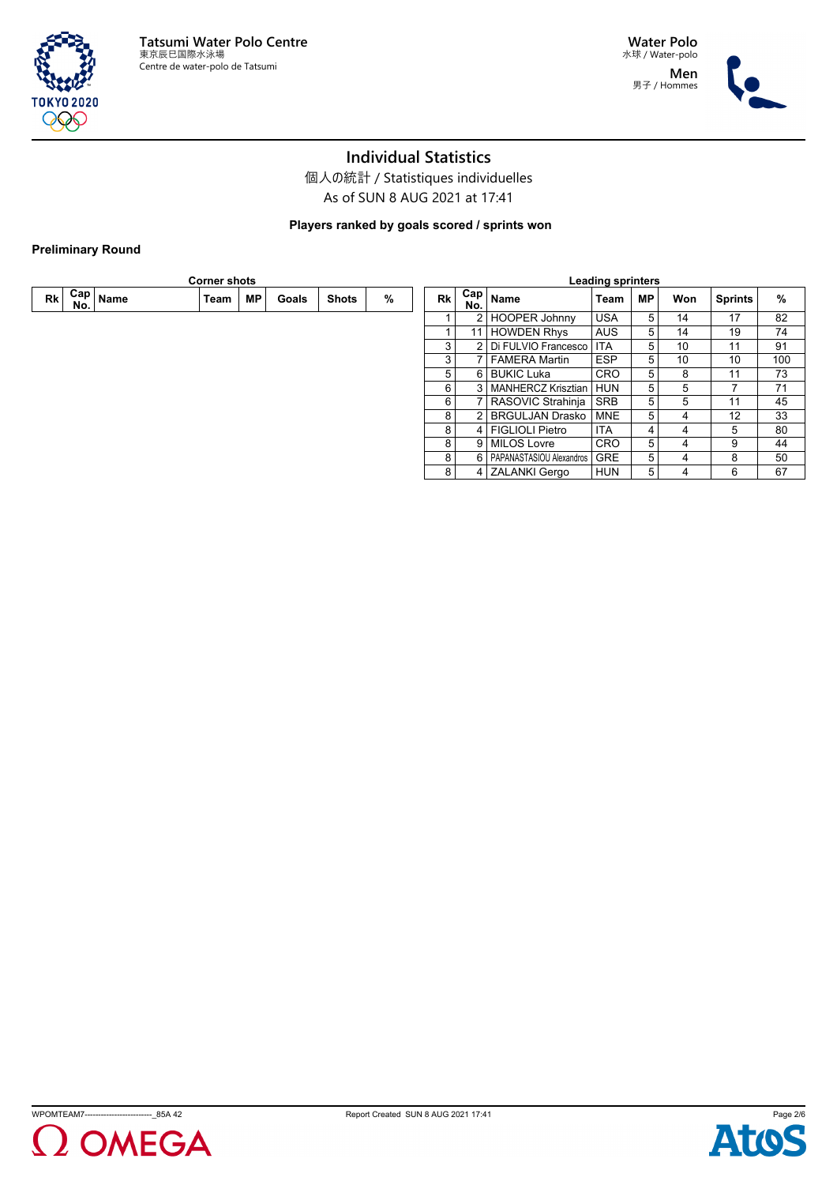# Individual Statistics

個人の統計 / Statistiques individuelles

As of SUN 8 AUG 2021 at 17:41

**Players ranked by goals scored / sprints won**

**Preliminary Round**

**Corner shots**

| Rk | Cap No. | Name | Team | MP | Goals | Shots | % |
|---|---|---|---|---|---|---|---|

**Leading sprinters**

| Rk | Cap No. | Name | Team | MP | Won | Sprints | % |
|---|---|---|---|---|---|---|---|
| 1 | 2 | HOOPER Johnny | USA | 5 | 14 | 17 | 82 |
| 1 | 11 | HOWDEN Rhys | AUS | 5 | 14 | 19 | 74 |
| 3 | 2 | Di FULVIO Francesco | ITA | 5 | 10 | 11 | 91 |
| 3 | 7 | FAMERA Martin | ESP | 5 | 10 | 10 | 100 |
| 5 | 6 | BUKIC Luka | CRO | 5 | 8 | 11 | 73 |
| 6 | 3 | MANHERCZ Krisztian | HUN | 5 | 5 | 7 | 71 |
| 6 | 7 | RASOVIC Strahinja | SRB | 5 | 5 | 11 | 45 |
| 8 | 2 | BRGULJAN Drasko | MNE | 5 | 4 | 12 | 33 |
| 8 | 4 | FIGLIOLI Pietro | ITA | 4 | 4 | 5 | 80 |
| 8 | 9 | MILOS Lovre | CRO | 5 | 4 | 9 | 44 |
| 8 | 6 | PAPANASTASIOU Alexandros | GRE | 5 | 4 | 8 | 50 |
| 8 | 4 | ZALANKI Gergo | HUN | 5 | 4 | 6 | 67 |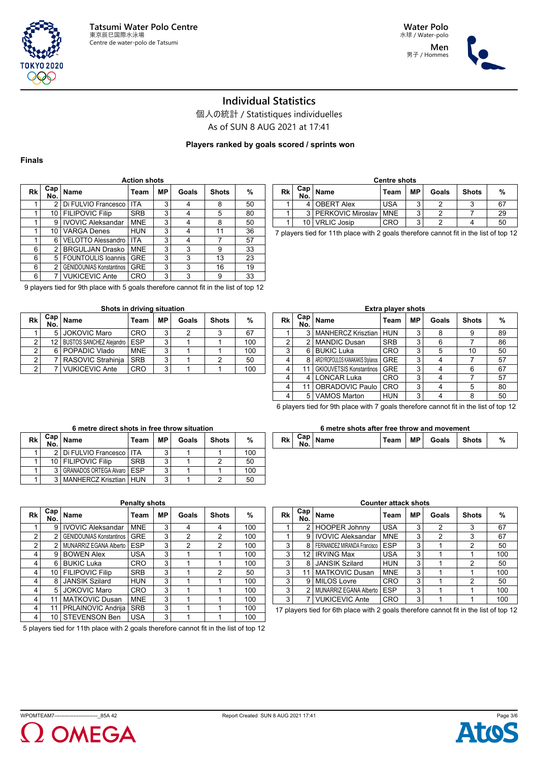Tatsumi Water Polo Centre
東京辰巳国際水泳場
Centre de water-polo de Tatsumi

Water Polo
水球 / Water-polo
Men
男子 / Hommes

# Individual Statistics

個人の統計 / Statistiques individuelles
As of SUN 8 AUG 2021 at 17:41

**Players ranked by goals scored / sprints won**

**Finals**

### Action shots

| Rk | Cap No. | Name | Team | MP | Goals | Shots | % |
|---|---|---|---|---|---|---|---|
| 1 | 2 | Di FULVIO Francesco | ITA | 3 | 4 | 8 | 50 |
| 1 | 10 | FILIPOVIC Filip | SRB | 3 | 4 | 5 | 80 |
| 1 | 9 | IVOVIC Aleksandar | MNE | 3 | 4 | 8 | 50 |
| 1 | 10 | VARGA Denes | HUN | 3 | 4 | 11 | 36 |
| 1 | 6 | VELOTTO Alessandro | ITA | 3 | 4 | 7 | 57 |
| 6 | 2 | BRGULJAN Drasko | MNE | 3 | 3 | 9 | 33 |
| 6 | 5 | FOUNTOULIS Ioannis | GRE | 3 | 3 | 13 | 23 |
| 6 | 2 | GENIDOUNIAS Konstantinos | GRE | 3 | 3 | 16 | 19 |
| 6 | 7 | VUKICEVIC Ante | CRO | 3 | 3 | 9 | 33 |

9 players tied for 9th place with 5 goals therefore cannot fit in the list of top 12

### Centre shots

| Rk | Cap No. | Name | Team | MP | Goals | Shots | % |
|---|---|---|---|---|---|---|---|
| 1 | 4 | OBERT Alex | USA | 3 | 2 | 3 | 67 |
| 1 | 3 | PERKOVIC Miroslav | MNE | 3 | 2 | 7 | 29 |
| 1 | 10 | VRLIC Josip | CRO | 3 | 2 | 4 | 50 |

7 players tied for 11th place with 2 goals therefore cannot fit in the list of top 12

### Shots in driving situation

| Rk | Cap No. | Name | Team | MP | Goals | Shots | % |
|---|---|---|---|---|---|---|---|
| 1 | 5 | JOKOVIC Maro | CRO | 3 | 2 | 3 | 67 |
| 2 | 12 | BUSTOS SANCHEZ Alejandro | ESP | 3 | 1 | 1 | 100 |
| 2 | 6 | POPADIC Vlado | MNE | 3 | 1 | 1 | 100 |
| 2 | 7 | RASOVIC Strahinja | SRB | 3 | 1 | 2 | 50 |
| 2 | 7 | VUKICEVIC Ante | CRO | 3 | 1 | 1 | 100 |

### Extra player shots

| Rk | Cap No. | Name | Team | MP | Goals | Shots | % |
|---|---|---|---|---|---|---|---|
| 1 | 3 | MANHERCZ Krisztian | HUN | 3 | 8 | 9 | 89 |
| 2 | 2 | MANDIC Dusan | SRB | 3 | 6 | 7 | 86 |
| 3 | 6 | BUKIC Luka | CRO | 3 | 5 | 10 | 50 |
| 4 | 8 | ARGYROPOULOS KANAKAKIS Stylianos | GRE | 3 | 4 | 7 | 57 |
| 4 | 11 | GKIOUVETSIS Konstantinos | GRE | 3 | 4 | 6 | 67 |
| 4 | 4 | LONCAR Luka | CRO | 3 | 4 | 7 | 57 |
| 4 | 11 | OBRADOVIC Paulo | CRO | 3 | 4 | 5 | 80 |
| 4 | 5 | VAMOS Marton | HUN | 3 | 4 | 8 | 50 |

6 players tied for 9th place with 7 goals therefore cannot fit in the list of top 12

### 6 metre direct shots in free throw situation

| Rk | Cap No. | Name | Team | MP | Goals | Shots | % |
|---|---|---|---|---|---|---|---|
| 1 | 2 | Di FULVIO Francesco | ITA | 3 | 1 | 1 | 100 |
| 1 | 10 | FILIPOVIC Filip | SRB | 3 | 1 | 2 | 50 |
| 1 | 3 | GRANADOS ORTEGA Alvaro | ESP | 3 | 1 | 1 | 100 |
| 1 | 3 | MANHERCZ Krisztian | HUN | 3 | 1 | 2 | 50 |

### 6 metre shots after free throw and movement

| Rk | Cap No. | Name | Team | MP | Goals | Shots | % |
|---|---|---|---|---|---|---|---|

### Penalty shots

| Rk | Cap No. | Name | Team | MP | Goals | Shots | % |
|---|---|---|---|---|---|---|---|
| 1 | 9 | IVOVIC Aleksandar | MNE | 3 | 4 | 4 | 100 |
| 2 | 2 | GENIDOUNIAS Konstantinos | GRE | 3 | 2 | 2 | 100 |
| 2 | 2 | MUNARRIZ EGANA Alberto | ESP | 3 | 2 | 2 | 100 |
| 4 | 9 | BOWEN Alex | USA | 3 | 1 | 1 | 100 |
| 4 | 6 | BUKIC Luka | CRO | 3 | 1 | 1 | 100 |
| 4 | 10 | FILIPOVIC Filip | SRB | 3 | 1 | 2 | 50 |
| 4 | 8 | JANSIK Szilard | HUN | 3 | 1 | 1 | 100 |
| 4 | 5 | JOKOVIC Maro | CRO | 3 | 1 | 1 | 100 |
| 4 | 11 | MATKOVIC Dusan | MNE | 3 | 1 | 1 | 100 |
| 4 | 11 | PRLAINOVIC Andrija | SRB | 3 | 1 | 1 | 100 |
| 4 | 10 | STEVENSON Ben | USA | 3 | 1 | 1 | 100 |

5 players tied for 11th place with 2 goals therefore cannot fit in the list of top 12

### Counter attack shots

| Rk | Cap No. | Name | Team | MP | Goals | Shots | % |
|---|---|---|---|---|---|---|---|
| 1 | 2 | HOOPER Johnny | USA | 3 | 2 | 3 | 67 |
| 1 | 9 | IVOVIC Aleksandar | MNE | 3 | 2 | 3 | 67 |
| 3 | 8 | FERNANDEZ MIRANDA Francisco | ESP | 3 | 1 | 2 | 50 |
| 3 | 12 | IRVING Max | USA | 3 | 1 | 1 | 100 |
| 3 | 8 | JANSIK Szilard | HUN | 3 | 1 | 2 | 50 |
| 3 | 11 | MATKOVIC Dusan | MNE | 3 | 1 | 1 | 100 |
| 3 | 9 | MILOS Lovre | CRO | 3 | 1 | 2 | 50 |
| 3 | 2 | MUNARRIZ EGANA Alberto | ESP | 3 | 1 | 1 | 100 |
| 3 | 7 | VUKICEVIC Ante | CRO | 3 | 1 | 1 | 100 |

17 players tied for 6th place with 2 goals therefore cannot fit in the list of top 12

WPOMTEAM7------------------------_85A 42 Report Created SUN 8 AUG 2021 17:41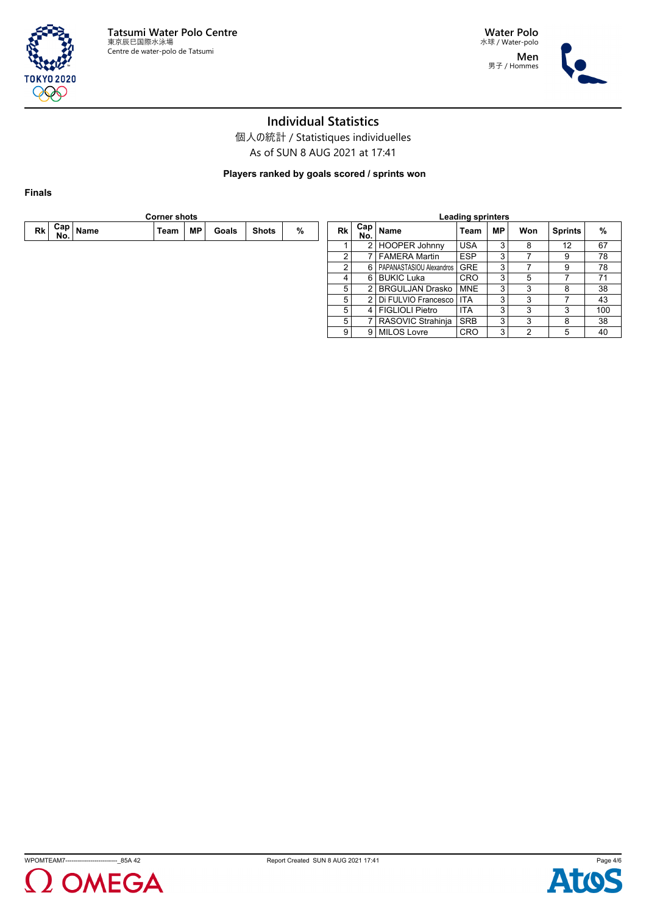# Individual Statistics

個人の統計 / Statistiques individuelles

As of SUN 8 AUG 2021 at 17:41

**Players ranked by goals scored / sprints won**

**Finals**

**Corner shots**

| Rk | Cap No. | Name | Team | MP | Goals | Shots | % |
|---|---|---|---|---|---|---|---|

**Leading sprinters**

| Rk | Cap No. | Name | Team | MP | Won | Sprints | % |
|---|---|---|---|---|---|---|---|
| 1 | 2 | HOOPER Johnny | USA | 3 | 8 | 12 | 67 |
| 2 | 7 | FAMERA Martin | ESP | 3 | 7 | 9 | 78 |
| 2 | 6 | PAPANASTASIOU Alexandros | GRE | 3 | 7 | 9 | 78 |
| 4 | 6 | BUKIC Luka | CRO | 3 | 5 | 7 | 71 |
| 5 | 2 | BRGULJAN Drasko | MNE | 3 | 3 | 8 | 38 |
| 5 | 2 | Di FULVIO Francesco | ITA | 3 | 3 | 7 | 43 |
| 5 | 4 | FIGLIOLI Pietro | ITA | 3 | 3 | 3 | 100 |
| 5 | 7 | RASOVIC Strahinja | SRB | 3 | 3 | 8 | 38 |
| 9 | 9 | MILOS Lovre | CRO | 3 | 2 | 5 | 40 |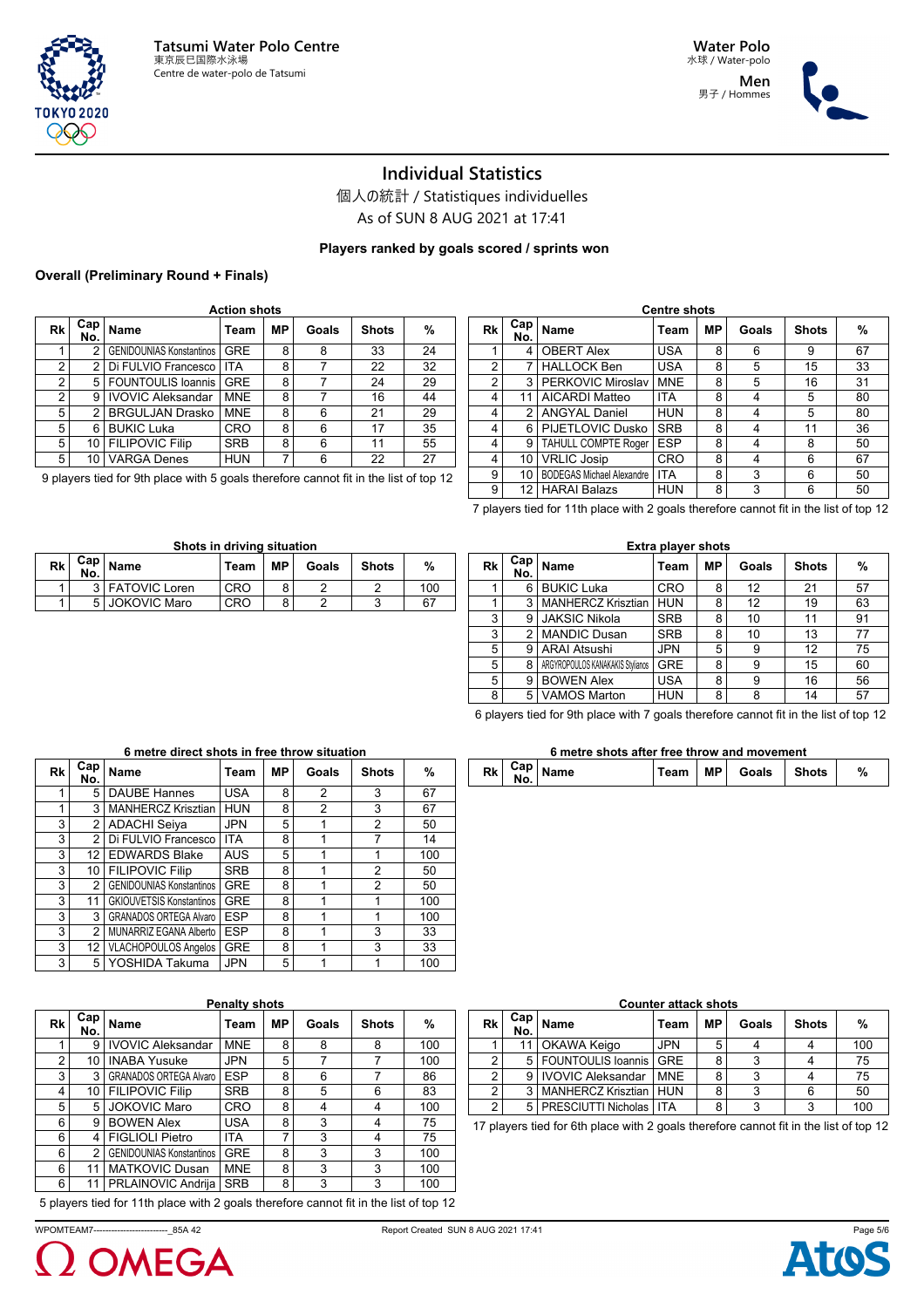# Individual Statistics

個人の統計 / Statistiques individuelles

As of SUN 8 AUG 2021 at 17:41

**Players ranked by goals scored / sprints won**

**Overall (Preliminary Round + Finals)**

### Action shots

| Rk | Cap No. | Name | Team | MP | Goals | Shots | % |
|---|---|---|---|---|---|---|---|
| 1 | 2 | GENIDOUNIAS Konstantinos | GRE | 8 | 8 | 33 | 24 |
| 2 | 2 | Di FULVIO Francesco | ITA | 8 | 7 | 22 | 32 |
| 2 | 5 | FOUNTOULIS Ioannis | GRE | 8 | 7 | 24 | 29 |
| 2 | 9 | IVOVIC Aleksandar | MNE | 8 | 7 | 16 | 44 |
| 5 | 2 | BRGULJAN Drasko | MNE | 8 | 6 | 21 | 29 |
| 5 | 6 | BUKIC Luka | CRO | 8 | 6 | 17 | 35 |
| 5 | 10 | FILIPOVIC Filip | SRB | 8 | 6 | 11 | 55 |
| 5 | 10 | VARGA Denes | HUN | 7 | 6 | 22 | 27 |

9 players tied for 9th place with 5 goals therefore cannot fit in the list of top 12

### Centre shots

| Rk | Cap No. | Name | Team | MP | Goals | Shots | % |
|---|---|---|---|---|---|---|---|
| 1 | 4 | OBERT Alex | USA | 8 | 6 | 9 | 67 |
| 2 | 7 | HALLOCK Ben | USA | 8 | 5 | 15 | 33 |
| 2 | 3 | PERKOVIC Miroslav | MNE | 8 | 5 | 16 | 31 |
| 4 | 11 | AICARDI Matteo | ITA | 8 | 4 | 5 | 80 |
| 4 | 2 | ANGYAL Daniel | HUN | 8 | 4 | 5 | 80 |
| 4 | 6 | PIJETLOVIC Dusko | SRB | 8 | 4 | 11 | 36 |
| 4 | 9 | TAHULL COMPTE Roger | ESP | 8 | 4 | 8 | 50 |
| 4 | 10 | VRLIC Josip | CRO | 8 | 4 | 6 | 67 |
| 9 | 10 | BODEGAS Michael Alexandre | ITA | 8 | 3 | 6 | 50 |
| 9 | 12 | HARAI Balazs | HUN | 8 | 3 | 6 | 50 |

7 players tied for 11th place with 2 goals therefore cannot fit in the list of top 12

### Shots in driving situation

| Rk | Cap No. | Name | Team | MP | Goals | Shots | % |
|---|---|---|---|---|---|---|---|
| 1 | 3 | FATOVIC Loren | CRO | 8 | 2 | 2 | 100 |
| 1 | 5 | JOKOVIC Maro | CRO | 8 | 2 | 3 | 67 |

### Extra player shots

| Rk | Cap No. | Name | Team | MP | Goals | Shots | % |
|---|---|---|---|---|---|---|---|
| 1 | 6 | BUKIC Luka | CRO | 8 | 12 | 21 | 57 |
| 1 | 3 | MANHERCZ Krisztian | HUN | 8 | 12 | 19 | 63 |
| 3 | 9 | JAKSIC Nikola | SRB | 8 | 10 | 11 | 91 |
| 3 | 2 | MANDIC Dusan | SRB | 8 | 10 | 13 | 77 |
| 5 | 9 | ARAI Atsushi | JPN | 5 | 9 | 12 | 75 |
| 5 | 8 | ARGYROPOULOS KANAKAKIS Stylianos | GRE | 8 | 9 | 15 | 60 |
| 5 | 9 | BOWEN Alex | USA | 8 | 9 | 16 | 56 |
| 8 | 5 | VAMOS Marton | HUN | 8 | 8 | 14 | 57 |

6 players tied for 9th place with 7 goals therefore cannot fit in the list of top 12

### 6 metre direct shots in free throw situation

| Rk | Cap No. | Name | Team | MP | Goals | Shots | % |
|---|---|---|---|---|---|---|---|
| 1 | 5 | DAUBE Hannes | USA | 8 | 2 | 3 | 67 |
| 1 | 3 | MANHERCZ Krisztian | HUN | 8 | 2 | 3 | 67 |
| 3 | 2 | ADACHI Seiya | JPN | 5 | 1 | 2 | 50 |
| 3 | 2 | Di FULVIO Francesco | ITA | 8 | 1 | 7 | 14 |
| 3 | 12 | EDWARDS Blake | AUS | 5 | 1 | 1 | 100 |
| 3 | 10 | FILIPOVIC Filip | SRB | 8 | 1 | 2 | 50 |
| 3 | 2 | GENIDOUNIAS Konstantinos | GRE | 8 | 1 | 2 | 50 |
| 3 | 11 | GKIOUVETSIS Konstantinos | GRE | 8 | 1 | 1 | 100 |
| 3 | 3 | GRANADOS ORTEGA Alvaro | ESP | 8 | 1 | 1 | 100 |
| 3 | 2 | MUNARRIZ EGANA Alberto | ESP | 8 | 1 | 3 | 33 |
| 3 | 12 | VLACHOPOULOS Angelos | GRE | 8 | 1 | 3 | 33 |
| 3 | 5 | YOSHIDA Takuma | JPN | 5 | 1 | 1 | 100 |

### 6 metre shots after free throw and movement

| Rk | Cap No. | Name | Team | MP | Goals | Shots | % |
|---|---|---|---|---|---|---|---|

### Penalty shots

| Rk | Cap No. | Name | Team | MP | Goals | Shots | % |
|---|---|---|---|---|---|---|---|
| 1 | 9 | IVOVIC Aleksandar | MNE | 8 | 8 | 8 | 100 |
| 2 | 10 | INABA Yusuke | JPN | 5 | 7 | 7 | 100 |
| 3 | 3 | GRANADOS ORTEGA Alvaro | ESP | 8 | 6 | 7 | 86 |
| 4 | 10 | FILIPOVIC Filip | SRB | 8 | 5 | 6 | 83 |
| 5 | 5 | JOKOVIC Maro | CRO | 8 | 4 | 4 | 100 |
| 6 | 9 | BOWEN Alex | USA | 8 | 3 | 4 | 75 |
| 6 | 4 | FIGLIOLI Pietro | ITA | 7 | 3 | 4 | 75 |
| 6 | 2 | GENIDOUNIAS Konstantinos | GRE | 8 | 3 | 3 | 100 |
| 6 | 11 | MATKOVIC Dusan | MNE | 8 | 3 | 3 | 100 |
| 6 | 11 | PRLAINOVIC Andrija | SRB | 8 | 3 | 3 | 100 |

5 players tied for 11th place with 2 goals therefore cannot fit in the list of top 12

### Counter attack shots

| Rk | Cap No. | Name | Team | MP | Goals | Shots | % |
|---|---|---|---|---|---|---|---|
| 1 | 11 | OKAWA Keigo | JPN | 5 | 4 | 4 | 100 |
| 2 | 5 | FOUNTOULIS Ioannis | GRE | 8 | 3 | 4 | 75 |
| 2 | 9 | IVOVIC Aleksandar | MNE | 8 | 3 | 4 | 75 |
| 2 | 3 | MANHERCZ Krisztian | HUN | 8 | 3 | 6 | 50 |
| 2 | 5 | PRESCIUTTI Nicholas | ITA | 8 | 3 | 3 | 100 |

17 players tied for 6th place with 2 goals therefore cannot fit in the list of top 12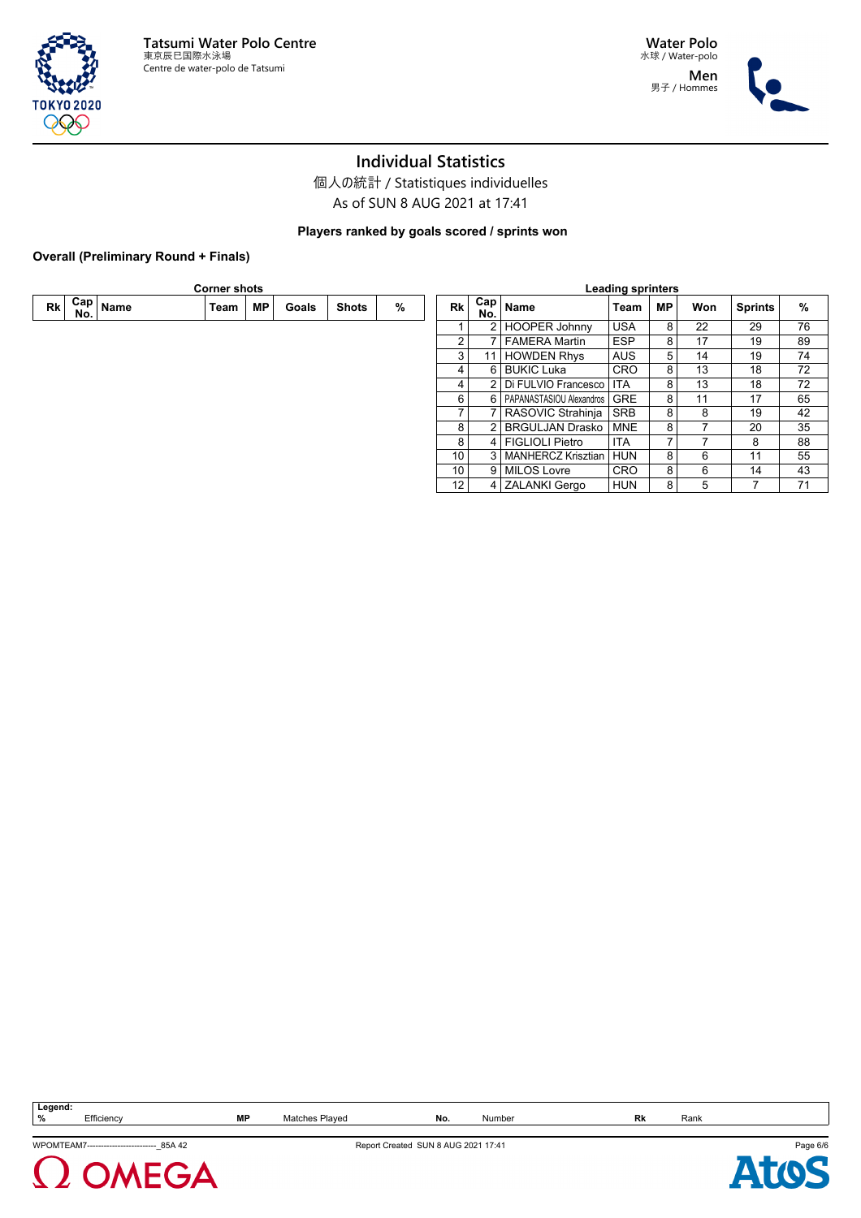Tatsumi Water Polo Centre
東京辰巳国際水泳場
Centre de water-polo de Tatsumi

Water Polo
水球 / Water-polo
Men
男子 / Hommes

# Individual Statistics

個人の統計 / Statistiques individuelles

As of SUN 8 AUG 2021 at 17:41

**Players ranked by goals scored / sprints won**

**Overall (Preliminary Round + Finals)**

**Corner shots**

| Rk | Cap No. | Name | Team | MP | Goals | Shots | % |
|---|---|---|---|---|---|---|---|

**Leading sprinters**

| Rk | Cap No. | Name | Team | MP | Won | Sprints | % |
|---|---|---|---|---|---|---|---|
| 1 | 2 | HOOPER Johnny | USA | 8 | 22 | 29 | 76 |
| 2 | 7 | FAMERA Martin | ESP | 8 | 17 | 19 | 89 |
| 3 | 11 | HOWDEN Rhys | AUS | 5 | 14 | 19 | 74 |
| 4 | 6 | BUKIC Luka | CRO | 8 | 13 | 18 | 72 |
| 4 | 2 | Di FULVIO Francesco | ITA | 8 | 13 | 18 | 72 |
| 6 | 6 | PAPANASTASIOU Alexandros | GRE | 8 | 11 | 17 | 65 |
| 7 | 7 | RASOVIC Strahinja | SRB | 8 | 8 | 19 | 42 |
| 8 | 2 | BRGULJAN Drasko | MNE | 8 | 7 | 20 | 35 |
| 8 | 4 | FIGLIOLI Pietro | ITA | 7 | 7 | 8 | 88 |
| 10 | 3 | MANHERCZ Krisztian | HUN | 8 | 6 | 11 | 55 |
| 10 | 9 | MILOS Lovre | CRO | 8 | 6 | 14 | 43 |
| 12 | 4 | ZALANKI Gergo | HUN | 8 | 5 | 7 | 71 |

**Legend:**
% Efficiency MP Matches Played No. Number Rk Rank

WPOMTEAM7------------------------_85A 42 Report Created SUN 8 AUG 2021 17:41